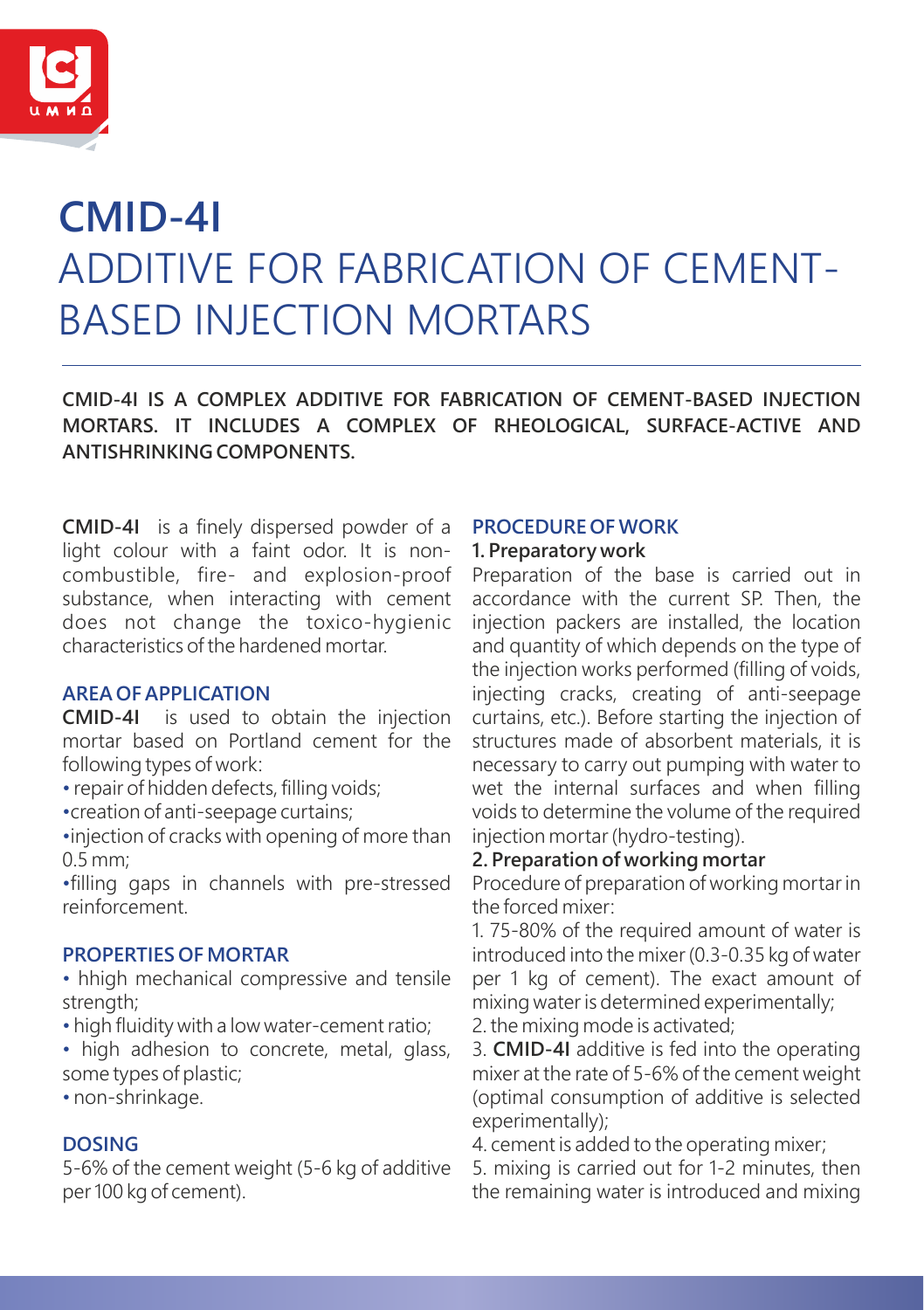# CMID-4I

# ADDITIVE FOR FABRICATION OF CEMENT-BASED INJECTION MORTARS

**CMID-4I IS A COMPLEX ADDITIVE FOR FABRICATION OF CEMENT-BASED INJECTION MORTARS. IT INCLUDES A COMPLEX OF RHEOLOGICAL, SURFACE-ACTIVE AND ANTISHRINKING COMPONENTS.**

**CMID-4I** is a finely dispersed powder of a light colour with a faint odor. It is non-combustible, fire- and explosion-proof substance, when interacting with cement does not change the toxico-hygienic characteristics of the hardened mortar.

## AREA OF APPLICATION

**CMID-4I** is used to obtain the injection mortar based on Portland cement for the following types of work:

- repair of hidden defects, filling voids;
- creation of anti-seepage curtains;
- injection of cracks with opening of more than 0.5 mm;
- filling gaps in channels with pre-stressed reinforcement.

## PROPERTIES OF MORTAR

- hhigh mechanical compressive and tensile strength;
- high fluidity with a low water-cement ratio;
- high adhesion to concrete, metal, glass, some types of plastic;
- non-shrinkage.

## DOSING

5-6% of the cement weight (5-6 kg of additive per 100 kg of cement).

## PROCEDURE OF WORK

### 1. Preparatory work

Preparation of the base is carried out in accordance with the current SP. Then, the injection packers are installed, the location and quantity of which depends on the type of the injection works performed (filling of voids, injecting cracks, creating of anti-seepage curtains, etc.). Before starting the injection of structures made of absorbent materials, it is necessary to carry out pumping with water to wet the internal surfaces and when filling voids to determine the volume of the required injection mortar (hydro-testing).

### 2. Preparation of working mortar

Procedure of preparation of working mortar in the forced mixer:

1. 75-80% of the required amount of water is introduced into the mixer (0.3-0.35 kg of water per 1 kg of cement). The exact amount of mixing water is determined experimentally;
2. the mixing mode is activated;
3. **CMID-4I** additive is fed into the operating mixer at the rate of 5-6% of the cement weight (optimal consumption of additive is selected experimentally);
4. cement is added to the operating mixer;
5. mixing is carried out for 1-2 minutes, then the remaining water is introduced and mixing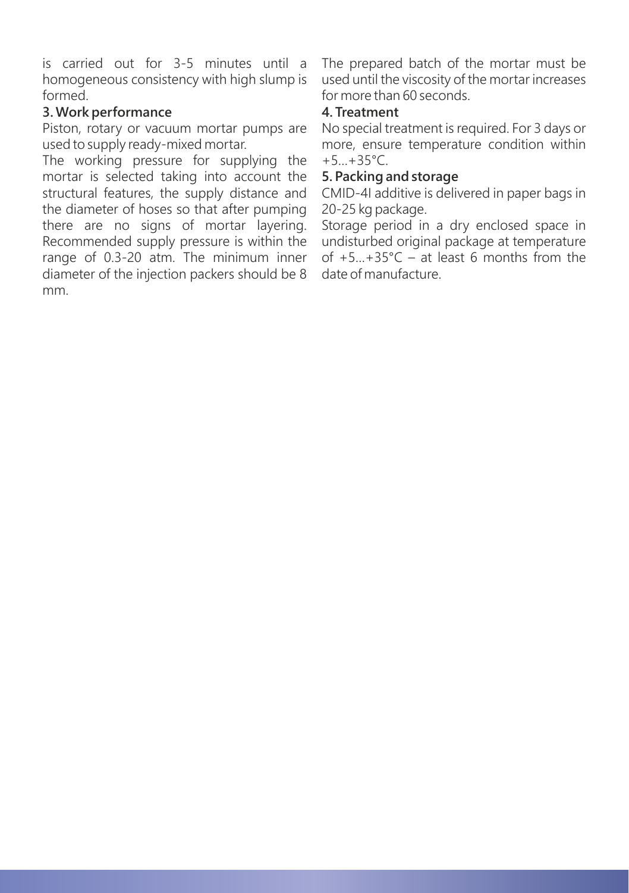is carried out for 3-5 minutes until a homogeneous consistency with high slump is formed.

### 3. Work performance

Piston, rotary or vacuum mortar pumps are used to supply ready-mixed mortar.

The working pressure for supplying the mortar is selected taking into account the structural features, the supply distance and the diameter of hoses so that after pumping there are no signs of mortar layering. Recommended supply pressure is within the range of 0.3-20 atm. The minimum inner diameter of the injection packers should be 8 mm.

The prepared batch of the mortar must be used until the viscosity of the mortar increases for more than 60 seconds.

### 4. Treatment

No special treatment is required. For 3 days or more, ensure temperature condition within +5...+35°C.

### 5. Packing and storage

CMID-4I additive is delivered in paper bags in 20-25 kg package.

Storage period in a dry enclosed space in undisturbed original package at temperature of +5...+35°C – at least 6 months from the date of manufacture.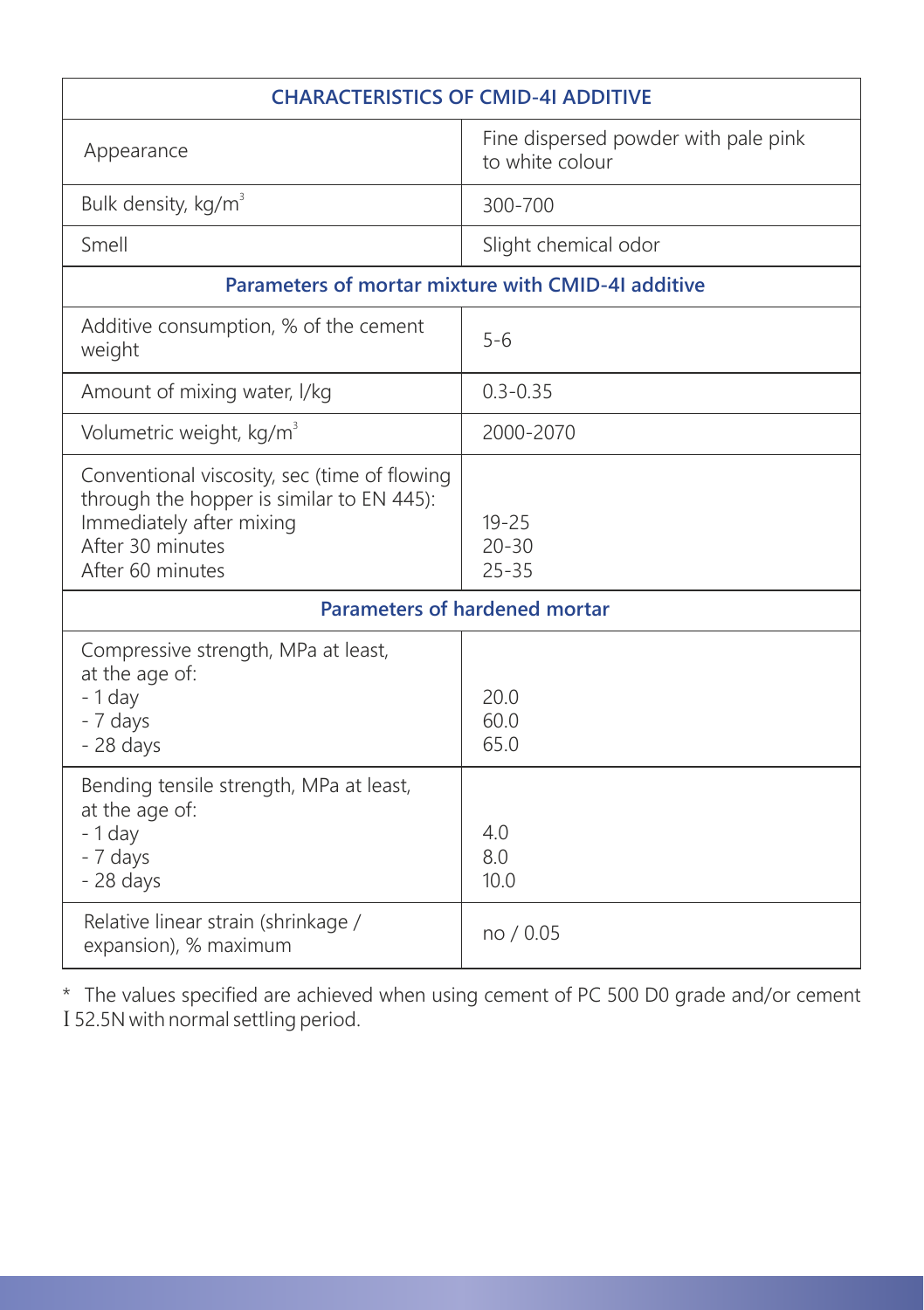| CHARACTERISTICS OF CMID-4I ADDITIVE | |
|---|---|
| Appearance | Fine dispersed powder with pale pink to white colour |
| Bulk density, kg/m$^3$ | 300-700 |
| Smell | Slight chemical odor |
| **Parameters of mortar mixture with CMID-4I additive** | |
| Additive consumption, % of the cement weight | 5-6 |
| Amount of mixing water, l/kg | 0.3-0.35 |
| Volumetric weight, kg/m$^3$ | 2000-2070 |
| Conventional viscosity, sec (time of flowing through the hopper is similar to EN 445):<br>Immediately after mixing<br>After 30 minutes<br>After 60 minutes | <br><br>19-25<br>20-30<br>25-35 |
| **Parameters of hardened mortar** | |
| Compressive strength, MPa at least, at the age of:<br>- 1 day<br>- 7 days<br>- 28 days | <br><br>20.0<br>60.0<br>65.0 |
| Bending tensile strength, MPa at least, at the age of:<br>- 1 day<br>- 7 days<br>- 28 days | <br><br>4.0<br>8.0<br>10.0 |
| Relative linear strain (shrinkage / expansion), % maximum | no / 0.05 |

* The values specified are achieved when using cement of PC 500 D0 grade and/or cement I 52.5N with normal settling period.